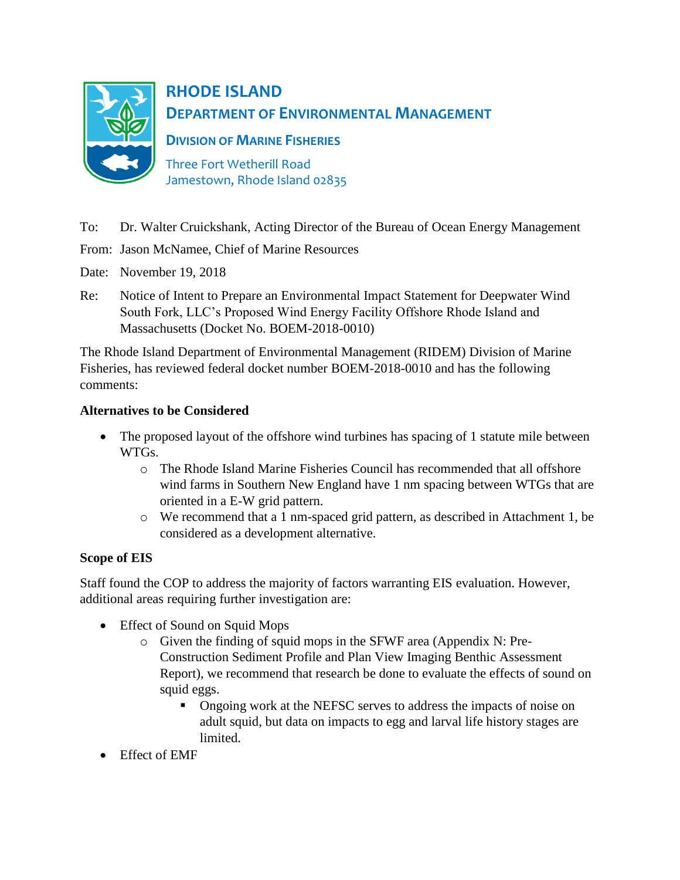# RHODE ISLAND

## DEPARTMENT OF ENVIRONMENTAL MANAGEMENT

### DIVISION OF MARINE FISHERIES

Three Fort Wetherill Road
Jamestown, Rhode Island 02835

To: Dr. Walter Cruickshank, Acting Director of the Bureau of Ocean Energy Management

From: Jason McNamee, Chief of Marine Resources

Date: November 19, 2018

Re: Notice of Intent to Prepare an Environmental Impact Statement for Deepwater Wind South Fork, LLC's Proposed Wind Energy Facility Offshore Rhode Island and Massachusetts (Docket No. BOEM-2018-0010)

The Rhode Island Department of Environmental Management (RIDEM) Division of Marine Fisheries, has reviewed federal docket number BOEM-2018-0010 and has the following comments:

**Alternatives to be Considered**

- The proposed layout of the offshore wind turbines has spacing of 1 statute mile between WTGs.
  - The Rhode Island Marine Fisheries Council has recommended that all offshore wind farms in Southern New England have 1 nm spacing between WTGs that are oriented in a E-W grid pattern.
  - We recommend that a 1 nm-spaced grid pattern, as described in Attachment 1, be considered as a development alternative.

**Scope of EIS**

Staff found the COP to address the majority of factors warranting EIS evaluation. However, additional areas requiring further investigation are:

- Effect of Sound on Squid Mops
  - Given the finding of squid mops in the SFWF area (Appendix N: Pre-Construction Sediment Profile and Plan View Imaging Benthic Assessment Report), we recommend that research be done to evaluate the effects of sound on squid eggs.
    - Ongoing work at the NEFSC serves to address the impacts of noise on adult squid, but data on impacts to egg and larval life history stages are limited.
- Effect of EMF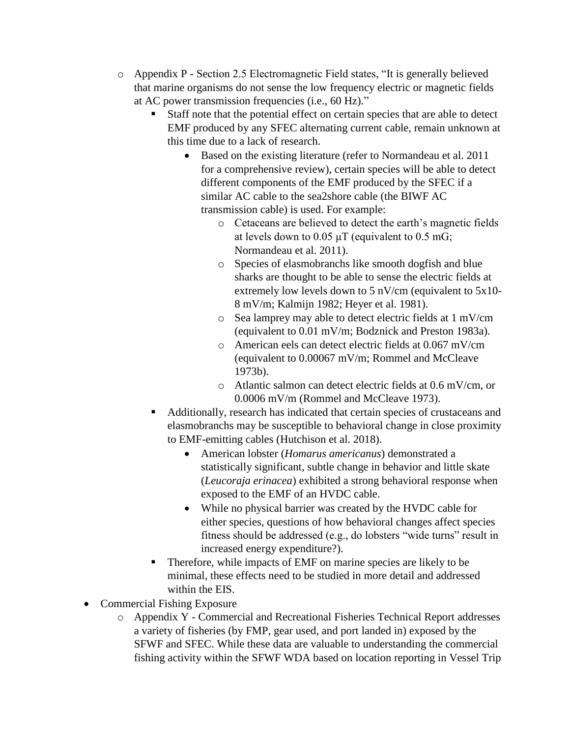- Appendix P - Section 2.5 Electromagnetic Field states, "It is generally believed that marine organisms do not sense the low frequency electric or magnetic fields at AC power transmission frequencies (i.e., 60 Hz)."
  - Staff note that the potential effect on certain species that are able to detect EMF produced by any SFEC alternating current cable, remain unknown at this time due to a lack of research.
    - Based on the existing literature (refer to Normandeau et al. 2011 for a comprehensive review), certain species will be able to detect different components of the EMF produced by the SFEC if a similar AC cable to the sea2shore cable (the BIWF AC transmission cable) is used. For example:
      - Cetaceans are believed to detect the earth's magnetic fields at levels down to 0.05 μT (equivalent to 0.5 mG; Normandeau et al. 2011).
      - Species of elasmobranchs like smooth dogfish and blue sharks are thought to be able to sense the electric fields at extremely low levels down to 5 nV/cm (equivalent to 5x10-8 mV/m; Kalmijn 1982; Heyer et al. 1981).
      - Sea lamprey may able to detect electric fields at 1 mV/cm (equivalent to 0.01 mV/m; Bodznick and Preston 1983a).
      - American eels can detect electric fields at 0.067 mV/cm (equivalent to 0.00067 mV/m; Rommel and McCleave 1973b).
      - Atlantic salmon can detect electric fields at 0.6 mV/cm, or 0.0006 mV/m (Rommel and McCleave 1973).
  - Additionally, research has indicated that certain species of crustaceans and elasmobranchs may be susceptible to behavioral change in close proximity to EMF-emitting cables (Hutchison et al. 2018).
    - American lobster (*Homarus americanus*) demonstrated a statistically significant, subtle change in behavior and little skate (*Leucoraja erinacea*) exhibited a strong behavioral response when exposed to the EMF of an HVDC cable.
    - While no physical barrier was created by the HVDC cable for either species, questions of how behavioral changes affect species fitness should be addressed (e.g., do lobsters "wide turns" result in increased energy expenditure?).
  - Therefore, while impacts of EMF on marine species are likely to be minimal, these effects need to be studied in more detail and addressed within the EIS.

- Commercial Fishing Exposure
  - Appendix Y - Commercial and Recreational Fisheries Technical Report addresses a variety of fisheries (by FMP, gear used, and port landed in) exposed by the SFWF and SFEC. While these data are valuable to understanding the commercial fishing activity within the SFWF WDA based on location reporting in Vessel Trip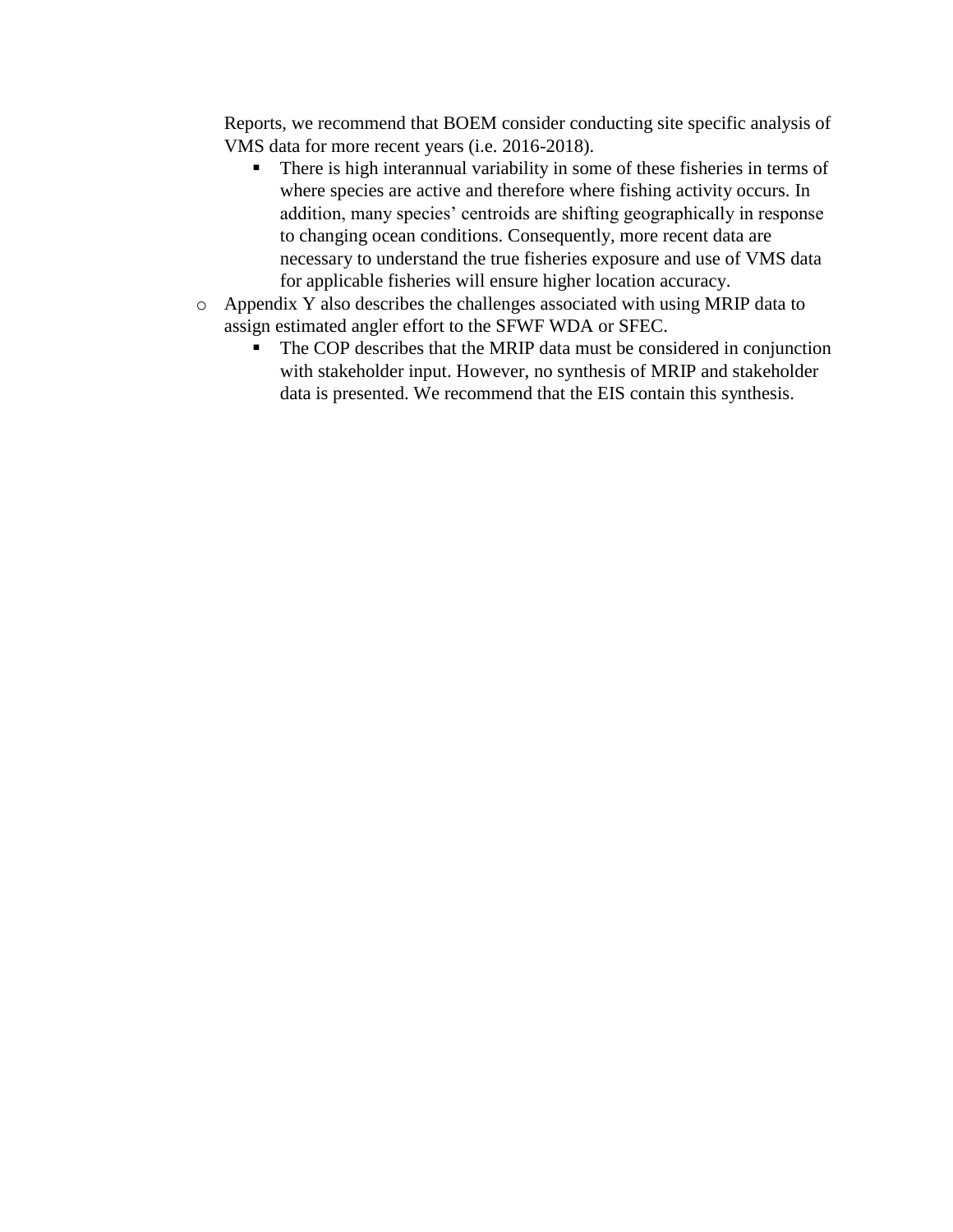Reports, we recommend that BOEM consider conducting site specific analysis of VMS data for more recent years (i.e. 2016-2018).

- There is high interannual variability in some of these fisheries in terms of where species are active and therefore where fishing activity occurs. In addition, many species' centroids are shifting geographically in response to changing ocean conditions. Consequently, more recent data are necessary to understand the true fisheries exposure and use of VMS data for applicable fisheries will ensure higher location accuracy.

- Appendix Y also describes the challenges associated with using MRIP data to assign estimated angler effort to the SFWF WDA or SFEC.
  - The COP describes that the MRIP data must be considered in conjunction with stakeholder input. However, no synthesis of MRIP and stakeholder data is presented. We recommend that the EIS contain this synthesis.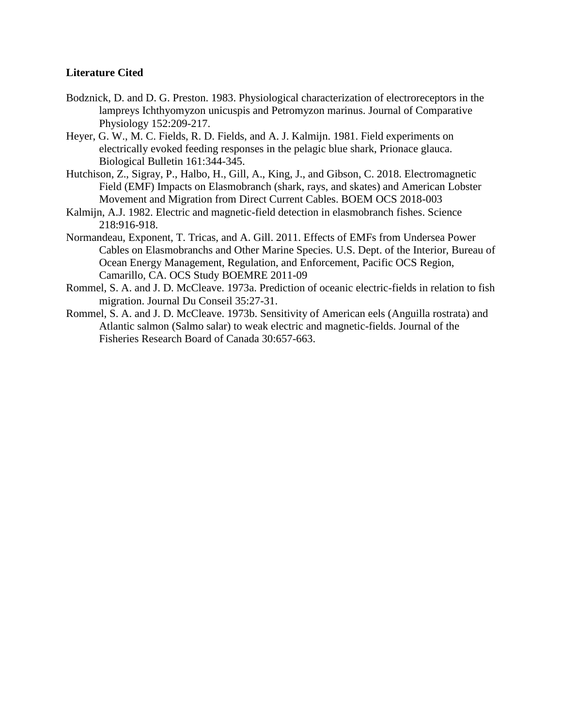**Literature Cited**

Bodznick, D. and D. G. Preston. 1983. Physiological characterization of electroreceptors in the lampreys Ichthyomyzon unicuspis and Petromyzon marinus. Journal of Comparative Physiology 152:209-217.

Heyer, G. W., M. C. Fields, R. D. Fields, and A. J. Kalmijn. 1981. Field experiments on electrically evoked feeding responses in the pelagic blue shark, Prionace glauca. Biological Bulletin 161:344-345.

Hutchison, Z., Sigray, P., Halbo, H., Gill, A., King, J., and Gibson, C. 2018. Electromagnetic Field (EMF) Impacts on Elasmobranch (shark, rays, and skates) and American Lobster Movement and Migration from Direct Current Cables. BOEM OCS 2018-003

Kalmijn, A.J. 1982. Electric and magnetic-field detection in elasmobranch fishes. Science 218:916-918.

Normandeau, Exponent, T. Tricas, and A. Gill. 2011. Effects of EMFs from Undersea Power Cables on Elasmobranchs and Other Marine Species. U.S. Dept. of the Interior, Bureau of Ocean Energy Management, Regulation, and Enforcement, Pacific OCS Region, Camarillo, CA. OCS Study BOEMRE 2011-09

Rommel, S. A. and J. D. McCleave. 1973a. Prediction of oceanic electric-fields in relation to fish migration. Journal Du Conseil 35:27-31.

Rommel, S. A. and J. D. McCleave. 1973b. Sensitivity of American eels (Anguilla rostrata) and Atlantic salmon (Salmo salar) to weak electric and magnetic-fields. Journal of the Fisheries Research Board of Canada 30:657-663.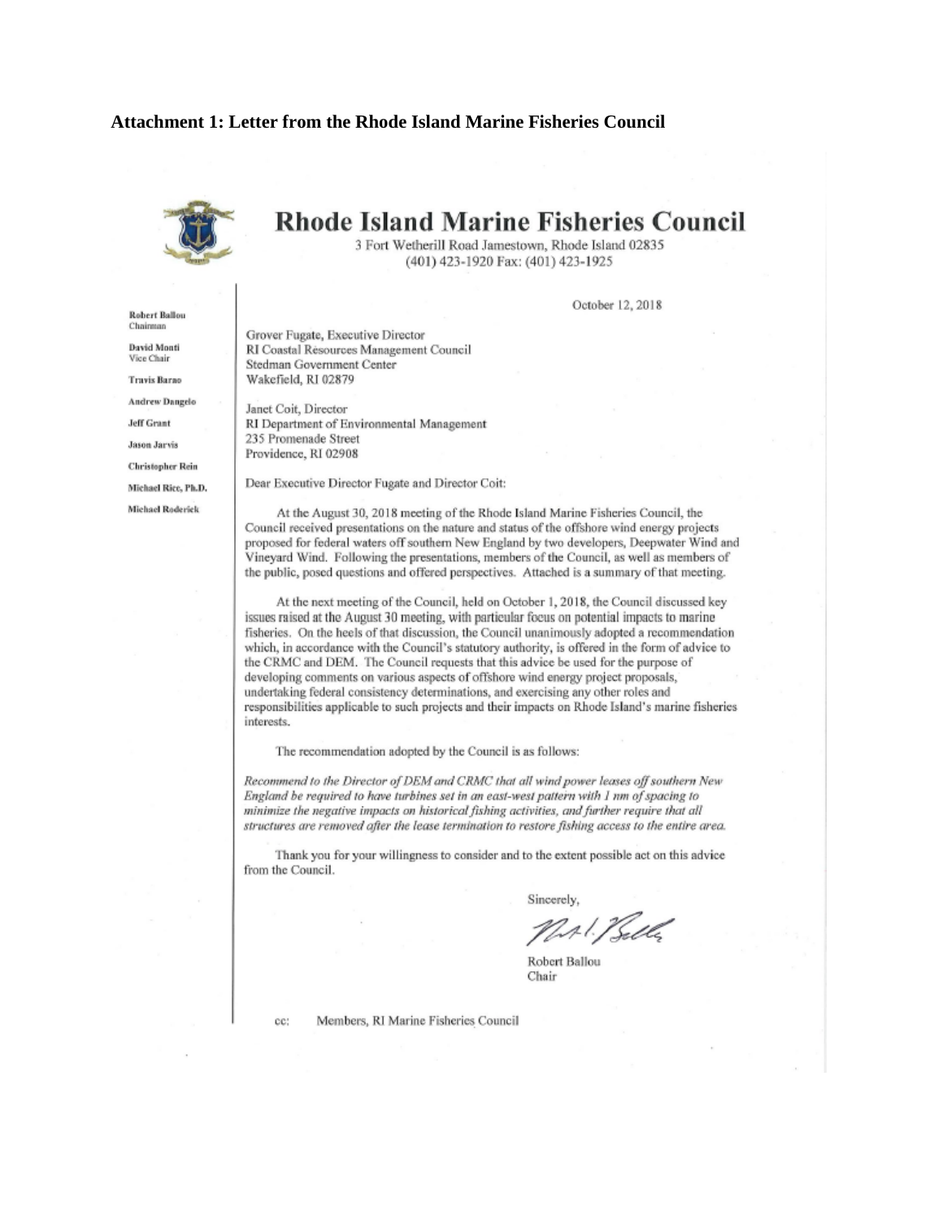**Attachment 1: Letter from the Rhode Island Marine Fisheries Council**

# Rhode Island Marine Fisheries Council

3 Fort Wetherill Road Jamestown, Rhode Island 02835
(401) 423-1920 Fax: (401) 423-1925

Robert Ballou
Chairman

David Monti
Vice Chair

Travis Barao

Andrew Dangelo

Jeff Grant

Jason Jarvis

Christopher Rein

Michael Rice, Ph.D.

Michael Roderick

October 12, 2018

Grover Fugate, Executive Director
RI Coastal Resources Management Council
Stedman Government Center
Wakefield, RI 02879

Janet Coit, Director
RI Department of Environmental Management
235 Promenade Street
Providence, RI 02908

Dear Executive Director Fugate and Director Coit:

At the August 30, 2018 meeting of the Rhode Island Marine Fisheries Council, the Council received presentations on the nature and status of the offshore wind energy projects proposed for federal waters off southern New England by two developers, Deepwater Wind and Vineyard Wind. Following the presentations, members of the Council, as well as members of the public, posed questions and offered perspectives. Attached is a summary of that meeting.

At the next meeting of the Council, held on October 1, 2018, the Council discussed key issues raised at the August 30 meeting, with particular focus on potential impacts to marine fisheries. On the heels of that discussion, the Council unanimously adopted a recommendation which, in accordance with the Council's statutory authority, is offered in the form of advice to the CRMC and DEM. The Council requests that this advice be used for the purpose of developing comments on various aspects of offshore wind energy project proposals, undertaking federal consistency determinations, and exercising any other roles and responsibilities applicable to such projects and their impacts on Rhode Island's marine fisheries interests.

The recommendation adopted by the Council is as follows:

*Recommend to the Director of DEM and CRMC that all wind power leases off southern New England be required to have turbines set in an east-west pattern with 1 nm of spacing to minimize the negative impacts on historical fishing activities, and further require that all structures are removed after the lease termination to restore fishing access to the entire area.*

Thank you for your willingness to consider and to the extent possible act on this advice from the Council.

Sincerely,

Robert Ballou
Chair

cc: Members, RI Marine Fisheries Council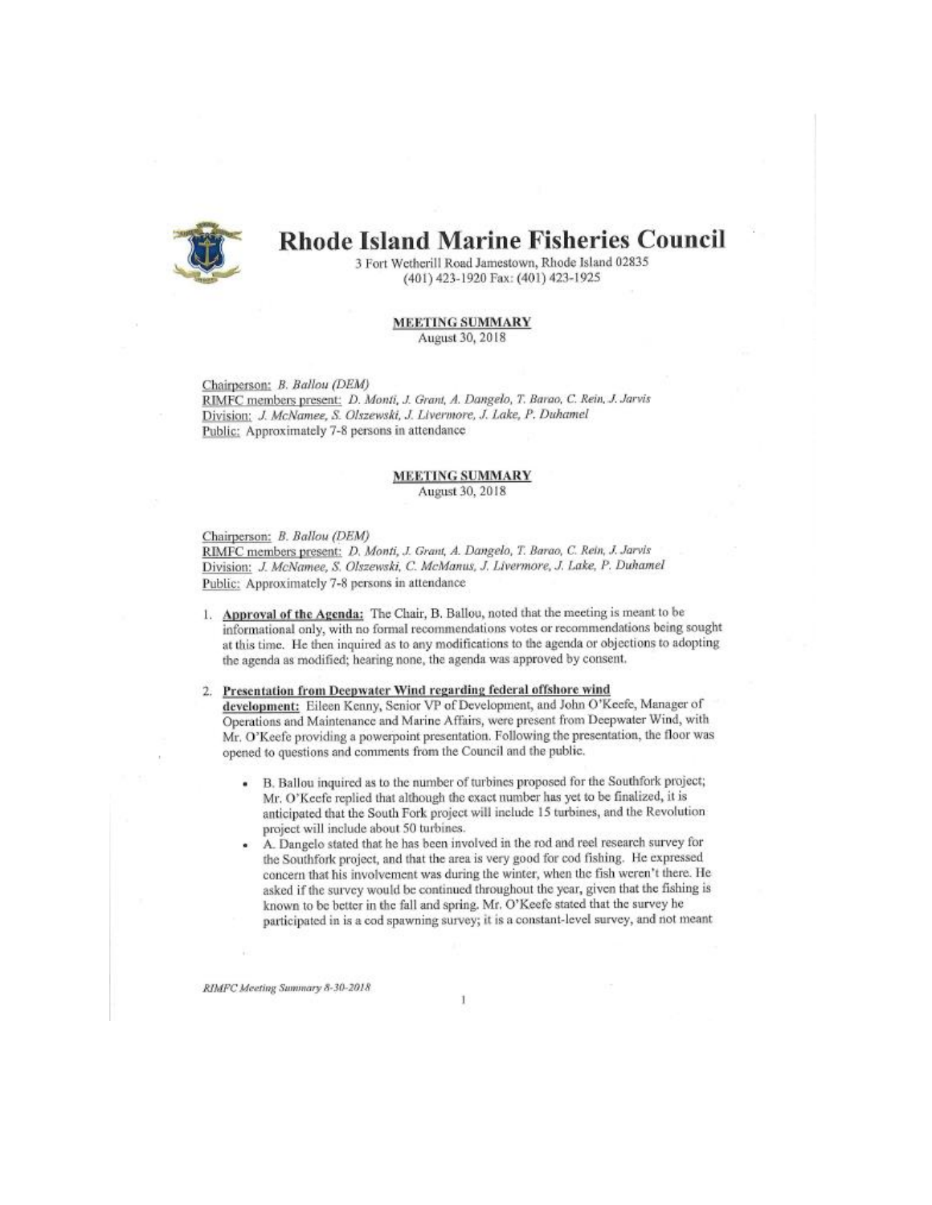# Rhode Island Marine Fisheries Council

3 Fort Wetherill Road Jamestown, Rhode Island 02835
(401) 423-1920 Fax: (401) 423-1925

**MEETING SUMMARY**
August 30, 2018

Chairperson: *B. Ballou (DEM)*
RIMFC members present: *D. Monti, J. Grant, A. Dangelo, T. Barao, C. Rein, J. Jarvis*
Division: *J. McNamee, S. Olszewski, J. Livermore, J. Lake, P. Duhamel*
Public: Approximately 7-8 persons in attendance

**MEETING SUMMARY**
August 30, 2018

Chairperson: *B. Ballou (DEM)*
RIMFC members present: *D. Monti, J. Grant, A. Dangelo, T. Barao, C. Rein, J. Jarvis*
Division: *J. McNamee, S. Olszewski, C. McManus, J. Livermore, J. Lake, P. Duhamel*
Public: Approximately 7-8 persons in attendance

1. **Approval of the Agenda:** The Chair, B. Ballou, noted that the meeting is meant to be informational only, with no formal recommendations votes or recommendations being sought at this time. He then inquired as to any modifications to the agenda or objections to adopting the agenda as modified; hearing none, the agenda was approved by consent.

2. **Presentation from Deepwater Wind regarding federal offshore wind development:** Eileen Kenny, Senior VP of Development, and John O'Keefe, Manager of Operations and Maintenance and Marine Affairs, were present from Deepwater Wind, with Mr. O'Keefe providing a powerpoint presentation. Following the presentation, the floor was opened to questions and comments from the Council and the public.

   - B. Ballou inquired as to the number of turbines proposed for the Southfork project; Mr. O'Keefe replied that although the exact number has yet to be finalized, it is anticipated that the South Fork project will include 15 turbines, and the Revolution project will include about 50 turbines.
   - A. Dangelo stated that he has been involved in the rod and reel research survey for the Southfork project, and that the area is very good for cod fishing. He expressed concern that his involvement was during the winter, when the fish weren't there. He asked if the survey would be continued throughout the year, given that the fishing is known to be better in the fall and spring. Mr. O'Keefe stated that the survey he participated in is a cod spawning survey; it is a constant-level survey, and not meant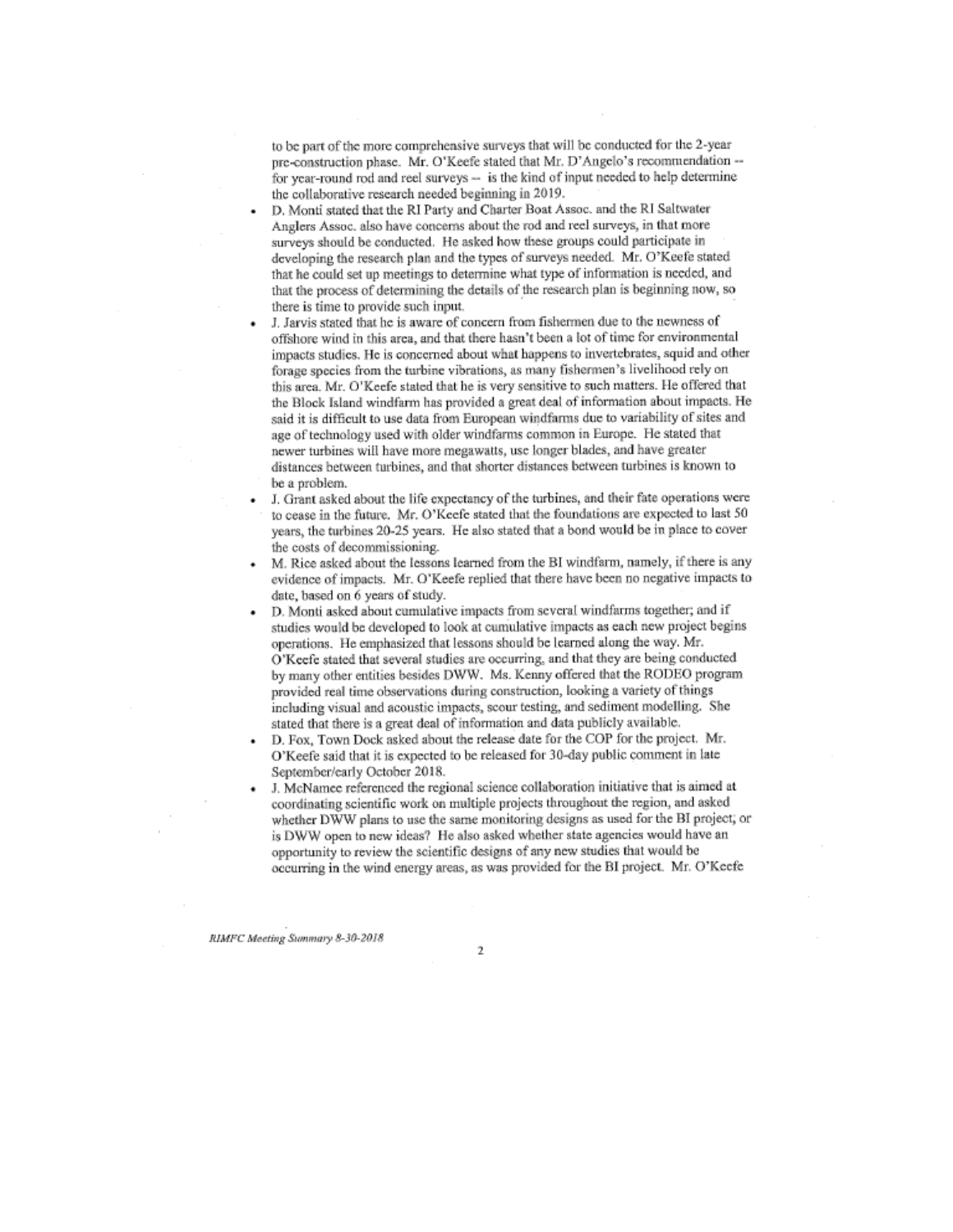to be part of the more comprehensive surveys that will be conducted for the 2-year pre-construction phase. Mr. O'Keefe stated that Mr. D'Angelo's recommendation -- for year-round rod and reel surveys -- is the kind of input needed to help determine the collaborative research needed beginning in 2019.

- D. Monti stated that the RI Party and Charter Boat Assoc. and the RI Saltwater Anglers Assoc. also have concerns about the rod and reel surveys, in that more surveys should be conducted. He asked how these groups could participate in developing the research plan and the types of surveys needed. Mr. O'Keefe stated that he could set up meetings to determine what type of information is needed, and that the process of determining the details of the research plan is beginning now, so there is time to provide such input.
- J. Jarvis stated that he is aware of concern from fishermen due to the newness of offshore wind in this area, and that there hasn't been a lot of time for environmental impacts studies. He is concerned about what happens to invertebrates, squid and other forage species from the turbine vibrations, as many fishermen's livelihood rely on this area. Mr. O'Keefe stated that he is very sensitive to such matters. He offered that the Block Island windfarm has provided a great deal of information about impacts. He said it is difficult to use data from European windfarms due to variability of sites and age of technology used with older windfarms common in Europe. He stated that newer turbines will have more megawatts, use longer blades, and have greater distances between turbines, and that shorter distances between turbines is known to be a problem.
- J. Grant asked about the life expectancy of the turbines, and their fate operations were to cease in the future. Mr. O'Keefe stated that the foundations are expected to last 50 years, the turbines 20-25 years. He also stated that a bond would be in place to cover the costs of decommissioning.
- M. Rice asked about the lessons learned from the BI windfarm, namely, if there is any evidence of impacts. Mr. O'Keefe replied that there have been no negative impacts to date, based on 6 years of study.
- D. Monti asked about cumulative impacts from several windfarms together; and if studies would be developed to look at cumulative impacts as each new project begins operations. He emphasized that lessons should be learned along the way. Mr. O'Keefe stated that several studies are occurring, and that they are being conducted by many other entities besides DWW. Ms. Kenny offered that the RODEO program provided real time observations during construction, looking a variety of things including visual and acoustic impacts, scour testing, and sediment modelling. She stated that there is a great deal of information and data publicly available.
- D. Fox, Town Dock asked about the release date for the COP for the project. Mr. O'Keefe said that it is expected to be released for 30-day public comment in late September/early October 2018.
- J. McNamee referenced the regional science collaboration initiative that is aimed at coordinating scientific work on multiple projects throughout the region, and asked whether DWW plans to use the same monitoring designs as used for the BI project; or is DWW open to new ideas? He also asked whether state agencies would have an opportunity to review the scientific designs of any new studies that would be occurring in the wind energy areas, as was provided for the BI project. Mr. O'Keefe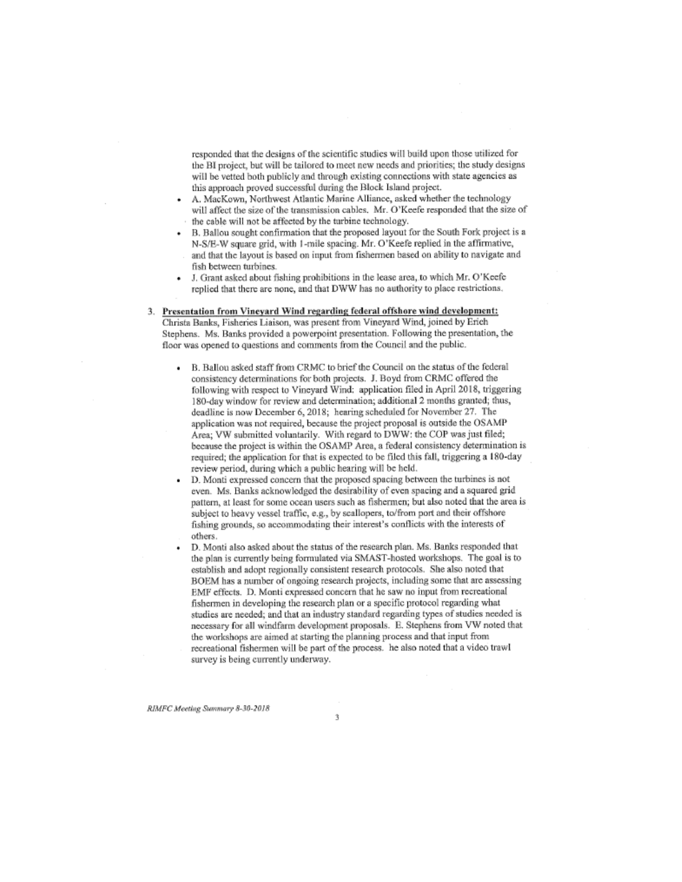responded that the designs of the scientific studies will build upon those utilized for the BI project, but will be tailored to meet new needs and priorities; the study designs will be vetted both publicly and through existing connections with state agencies as this approach proved successful during the Block Island project.

- A. MacKown, Northwest Atlantic Marine Alliance, asked whether the technology will affect the size of the transmission cables. Mr. O'Keefe responded that the size of the cable will not be affected by the turbine technology.
- B. Ballou sought confirmation that the proposed layout for the South Fork project is a N-S/E-W square grid, with 1-mile spacing. Mr. O'Keefe replied in the affirmative, and that the layout is based on input from fishermen based on ability to navigate and fish between turbines.
- J. Grant asked about fishing prohibitions in the lease area, to which Mr. O'Keefe replied that there are none, and that DWW has no authority to place restrictions.

3. **Presentation from Vineyard Wind regarding federal offshore wind development:** Christa Banks, Fisheries Liaison, was present from Vineyard Wind, joined by Erich Stephens. Ms. Banks provided a powerpoint presentation. Following the presentation, the floor was opened to questions and comments from the Council and the public.

   - B. Ballou asked staff from CRMC to brief the Council on the status of the federal consistency determinations for both projects. J. Boyd from CRMC offered the following with respect to Vineyard Wind: application filed in April 2018, triggering 180-day window for review and determination; additional 2 months granted; thus, deadline is now December 6, 2018; hearing scheduled for November 27. The application was not required, because the project proposal is outside the OSAMP Area; VW submitted voluntarily. With regard to DWW: the COP was just filed; because the project is within the OSAMP Area, a federal consistency determination is required; the application for that is expected to be filed this fall, triggering a 180-day review period, during which a public hearing will be held.
   - D. Monti expressed concern that the proposed spacing between the turbines is not even. Ms. Banks acknowledged the desirability of even spacing and a squared grid pattern, at least for some ocean users such as fishermen; but also noted that the area is subject to heavy vessel traffic, e.g., by scallopers, to/from port and their offshore fishing grounds, so accommodating their interest's conflicts with the interests of others.
   - D. Monti also asked about the status of the research plan. Ms. Banks responded that the plan is currently being formulated via SMAST-hosted workshops. The goal is to establish and adopt regionally consistent research protocols. She also noted that BOEM has a number of ongoing research projects, including some that are assessing EMF effects. D. Monti expressed concern that he saw no input from recreational fishermen in developing the research plan or a specific protocol regarding what studies are needed; and that an industry standard regarding types of studies needed is necessary for all windfarm development proposals. E. Stephens from VW noted that the workshops are aimed at starting the planning process and that input from recreational fishermen will be part of the process. he also noted that a video trawl survey is being currently underway.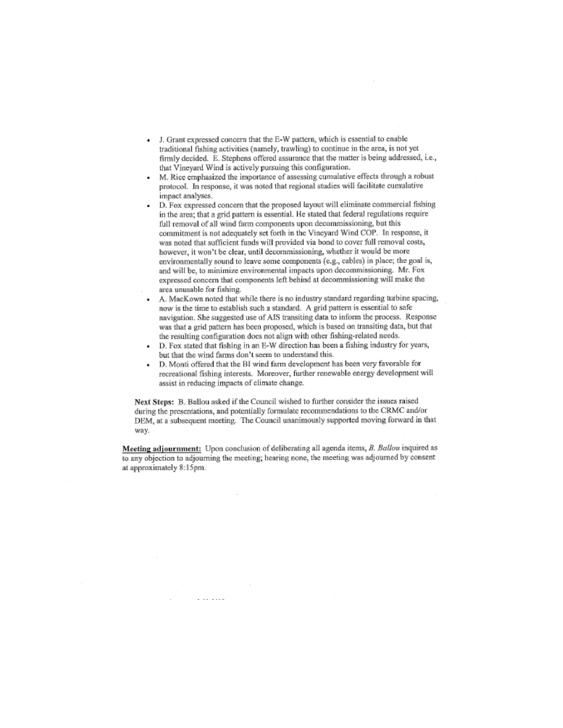- J. Grant expressed concern that the E-W pattern, which is essential to enable traditional fishing activities (namely, trawling) to continue in the area, is not yet firmly decided. E. Stephens offered assurance that the matter is being addressed, i.e., that Vineyard Wind is actively pursuing this configuration.
- M. Rice emphasized the importance of assessing cumulative effects through a robust protocol. In response, it was noted that regional studies will facilitate cumulative impact analyses.
- D. Fox expressed concern that the proposed layout will eliminate commercial fishing in the area; that a grid pattern is essential. He stated that federal regulations require full removal of all wind farm components upon decommissioning, but this commitment is not adequately set forth in the Vineyard Wind COP. In response, it was noted that sufficient funds will provided via bond to cover full removal costs, however, it won't be clear, until decommissioning, whether it would be more environmentally sound to leave some components (e.g., cables) in place; the goal is, and will be, to minimize environmental impacts upon decommissioning. Mr. Fox expressed concern that components left behind at decommissioning will make the area unusable for fishing.
- A. MacKown noted that while there is no industry standard regarding turbine spacing, now is the time to establish such a standard. A grid pattern is essential to safe navigation. She suggested use of AIS transiting data to inform the process. Response was that a grid pattern has been proposed, which is based on transiting data, but that the resulting configuration does not align with other fishing-related needs.
- D. Fox stated that fishing in an E-W direction has been a fishing industry for years, but that the wind farms don't seem to understand this.
- D. Monti offered that the BI wind farm development has been very favorable for recreational fishing interests. Moreover, further renewable energy development will assist in reducing impacts of climate change.

**Next Steps:** B. Ballou asked if the Council wished to further consider the issues raised during the presentations, and potentially formulate recommendations to the CRMC and/or DEM, at a subsequent meeting. The Council unanimously supported moving forward in that way.

**Meeting adjournment:** Upon conclusion of deliberating all agenda items, *B. Ballou* inquired as to any objection to adjourning the meeting; hearing none, the meeting was adjourned by consent at approximately 8:15pm.